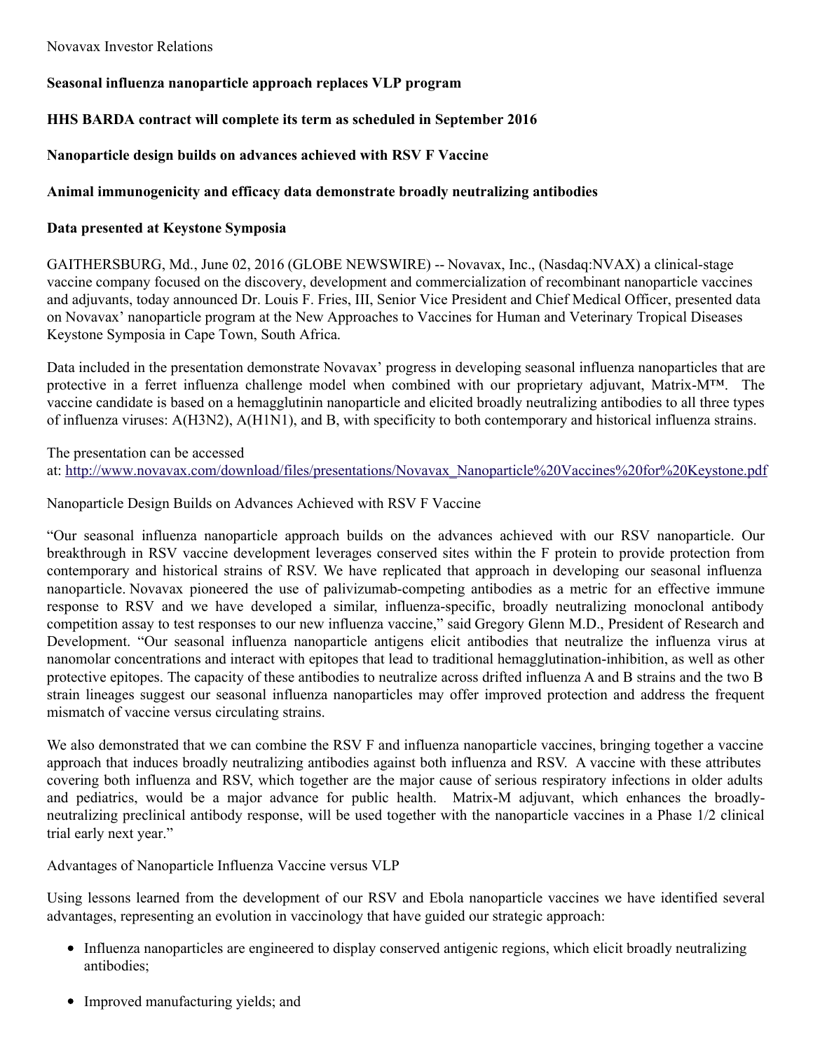Novavax Investor Relations

**Seasonal influenza nanoparticle approach replaces VLP program**

**HHS BARDA contract will complete its term as scheduled in September 2016**

**Nanoparticle design builds on advances achieved with RSV F Vaccine**

**Animal immunogenicity and efficacy data demonstrate broadly neutralizing antibodies**

**Data presented at Keystone Symposia**

GAITHERSBURG, Md., June 02, 2016 (GLOBE NEWSWIRE) -- Novavax, Inc., (Nasdaq:NVAX) a clinical-stage vaccine company focused on the discovery, development and commercialization of recombinant nanoparticle vaccines and adjuvants, today announced Dr. Louis F. Fries, III, Senior Vice President and Chief Medical Officer, presented data on Novavax' nanoparticle program at the New Approaches to Vaccines for Human and Veterinary Tropical Diseases Keystone Symposia in Cape Town, South Africa.

Data included in the presentation demonstrate Novavax' progress in developing seasonal influenza nanoparticles that are protective in a ferret influenza challenge model when combined with our proprietary adjuvant, Matrix-M™. The vaccine candidate is based on a hemagglutinin nanoparticle and elicited broadly neutralizing antibodies to all three types of influenza viruses: A(H3N2), A(H1N1), and B, with specificity to both contemporary and historical influenza strains.

The presentation can be accessed at: http://www.novavax.com/download/files/presentations/Novavax_Nanoparticle%20Vaccines%20for%20Keystone.pdf

Nanoparticle Design Builds on Advances Achieved with RSV F Vaccine

"Our seasonal influenza nanoparticle approach builds on the advances achieved with our RSV nanoparticle. Our breakthrough in RSV vaccine development leverages conserved sites within the F protein to provide protection from contemporary and historical strains of RSV. We have replicated that approach in developing our seasonal influenza nanoparticle. Novavax pioneered the use of palivizumab-competing antibodies as a metric for an effective immune response to RSV and we have developed a similar, influenza-specific, broadly neutralizing monoclonal antibody competition assay to test responses to our new influenza vaccine," said Gregory Glenn M.D., President of Research and Development. "Our seasonal influenza nanoparticle antigens elicit antibodies that neutralize the influenza virus at nanomolar concentrations and interact with epitopes that lead to traditional hemagglutination-inhibition, as well as other protective epitopes. The capacity of these antibodies to neutralize across drifted influenza A and B strains and the two B strain lineages suggest our seasonal influenza nanoparticles may offer improved protection and address the frequent mismatch of vaccine versus circulating strains.

We also demonstrated that we can combine the RSV F and influenza nanoparticle vaccines, bringing together a vaccine approach that induces broadly neutralizing antibodies against both influenza and RSV. A vaccine with these attributes covering both influenza and RSV, which together are the major cause of serious respiratory infections in older adults and pediatrics, would be a major advance for public health. Matrix-M adjuvant, which enhances the broadly-neutralizing preclinical antibody response, will be used together with the nanoparticle vaccines in a Phase 1/2 clinical trial early next year."

Advantages of Nanoparticle Influenza Vaccine versus VLP

Using lessons learned from the development of our RSV and Ebola nanoparticle vaccines we have identified several advantages, representing an evolution in vaccinology that have guided our strategic approach:

- Influenza nanoparticles are engineered to display conserved antigenic regions, which elicit broadly neutralizing antibodies;
- Improved manufacturing yields; and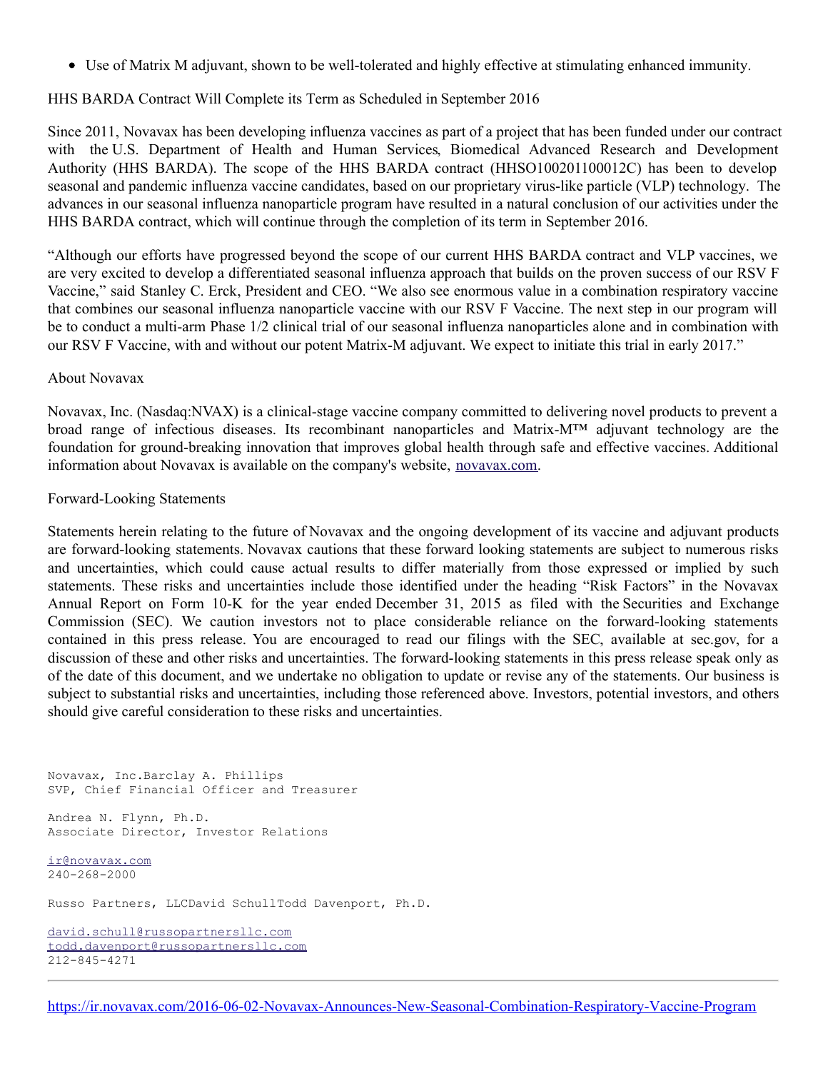- Use of Matrix M adjuvant, shown to be well-tolerated and highly effective at stimulating enhanced immunity.

HHS BARDA Contract Will Complete its Term as Scheduled in September 2016

Since 2011, Novavax has been developing influenza vaccines as part of a project that has been funded under our contract with the U.S. Department of Health and Human Services, Biomedical Advanced Research and Development Authority (HHS BARDA). The scope of the HHS BARDA contract (HHSO100201100012C) has been to develop seasonal and pandemic influenza vaccine candidates, based on our proprietary virus-like particle (VLP) technology. The advances in our seasonal influenza nanoparticle program have resulted in a natural conclusion of our activities under the HHS BARDA contract, which will continue through the completion of its term in September 2016.

"Although our efforts have progressed beyond the scope of our current HHS BARDA contract and VLP vaccines, we are very excited to develop a differentiated seasonal influenza approach that builds on the proven success of our RSV F Vaccine," said Stanley C. Erck, President and CEO. "We also see enormous value in a combination respiratory vaccine that combines our seasonal influenza nanoparticle vaccine with our RSV F Vaccine. The next step in our program will be to conduct a multi-arm Phase 1/2 clinical trial of our seasonal influenza nanoparticles alone and in combination with our RSV F Vaccine, with and without our potent Matrix-M adjuvant. We expect to initiate this trial in early 2017."

About Novavax

Novavax, Inc. (Nasdaq:NVAX) is a clinical-stage vaccine company committed to delivering novel products to prevent a broad range of infectious diseases. Its recombinant nanoparticles and Matrix-M™ adjuvant technology are the foundation for ground-breaking innovation that improves global health through safe and effective vaccines. Additional information about Novavax is available on the company's website, novavax.com.

Forward-Looking Statements

Statements herein relating to the future of Novavax and the ongoing development of its vaccine and adjuvant products are forward-looking statements. Novavax cautions that these forward looking statements are subject to numerous risks and uncertainties, which could cause actual results to differ materially from those expressed or implied by such statements. These risks and uncertainties include those identified under the heading "Risk Factors" in the Novavax Annual Report on Form 10-K for the year ended December 31, 2015 as filed with the Securities and Exchange Commission (SEC). We caution investors not to place considerable reliance on the forward-looking statements contained in this press release. You are encouraged to read our filings with the SEC, available at sec.gov, for a discussion of these and other risks and uncertainties. The forward-looking statements in this press release speak only as of the date of this document, and we undertake no obligation to update or revise any of the statements. Our business is subject to substantial risks and uncertainties, including those referenced above. Investors, potential investors, and others should give careful consideration to these risks and uncertainties.

```
Novavax, Inc.Barclay A. Phillips
SVP, Chief Financial Officer and Treasurer

Andrea N. Flynn, Ph.D.
Associate Director, Investor Relations

ir@novavax.com
240-268-2000

Russo Partners, LLCDavid SchullTodd Davenport, Ph.D.

david.schull@russopartnersllc.com
todd.davenport@russopartnersllc.com
212-845-4271
```

https://ir.novavax.com/2016-06-02-Novavax-Announces-New-Seasonal-Combination-Respiratory-Vaccine-Program